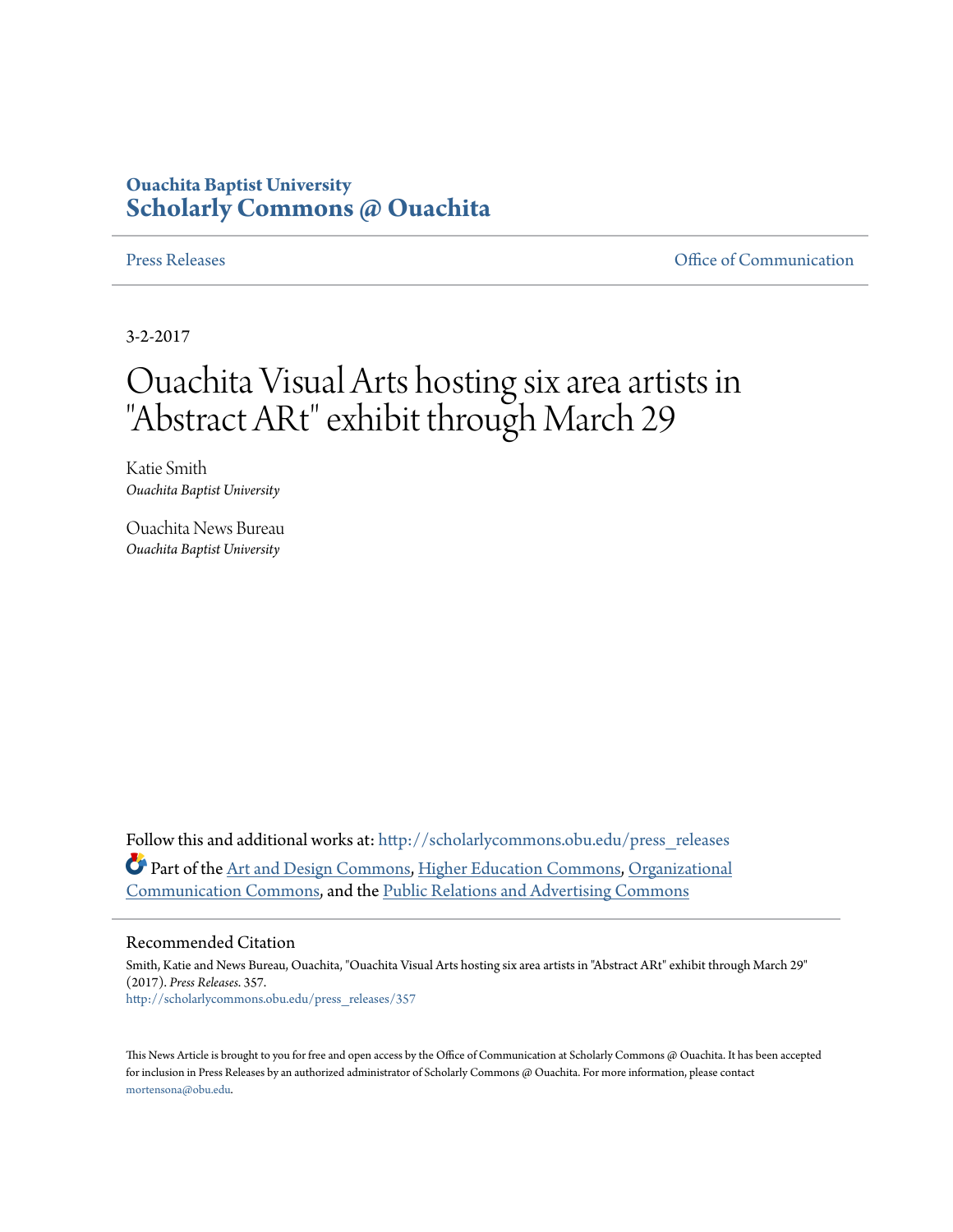Ouachita Baptist University

**Scholarly Commons @ Ouachita**

Press Releases | Office of Communication

3-2-2017

# Ouachita Visual Arts hosting six area artists in "Abstract ARt" exhibit through March 29

Katie Smith
*Ouachita Baptist University*

Ouachita News Bureau
*Ouachita Baptist University*

Follow this and additional works at: http://scholarlycommons.obu.edu/press_releases

Part of the Art and Design Commons, Higher Education Commons, Organizational Communication Commons, and the Public Relations and Advertising Commons

## Recommended Citation

Smith, Katie and News Bureau, Ouachita, "Ouachita Visual Arts hosting six area artists in "Abstract ARt" exhibit through March 29" (2017). *Press Releases*. 357.
http://scholarlycommons.obu.edu/press_releases/357

This News Article is brought to you for free and open access by the Office of Communication at Scholarly Commons @ Ouachita. It has been accepted for inclusion in Press Releases by an authorized administrator of Scholarly Commons @ Ouachita. For more information, please contact mortensona@obu.edu.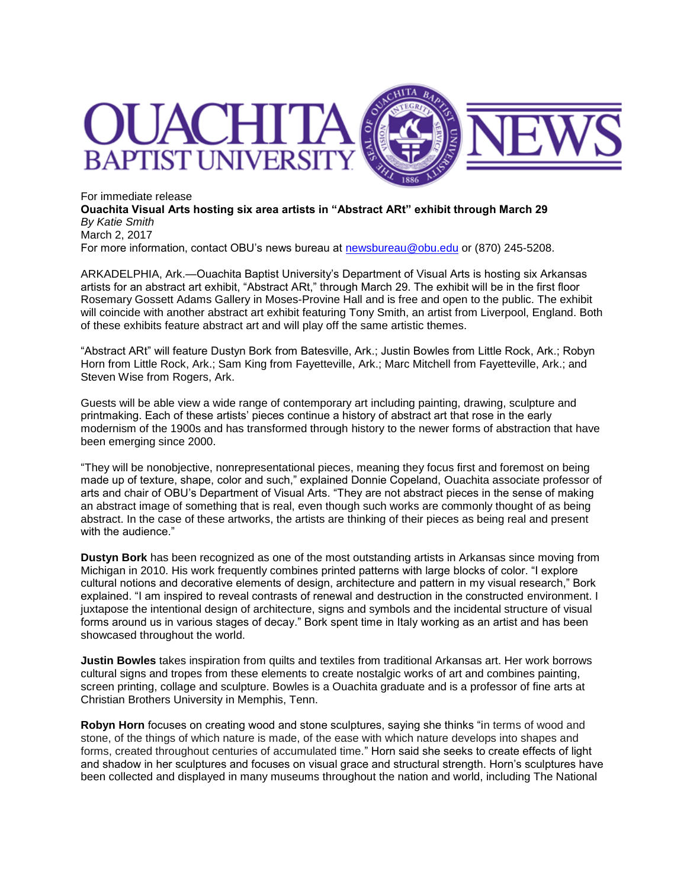For immediate release

**Ouachita Visual Arts hosting six area artists in "Abstract ARt" exhibit through March 29**

*By Katie Smith*

March 2, 2017

For more information, contact OBU's news bureau at [newsbureau@obu.edu](mailto:newsbureau@obu.edu) or (870) 245-5208.

ARKADELPHIA, Ark.—Ouachita Baptist University's Department of Visual Arts is hosting six Arkansas artists for an abstract art exhibit, "Abstract ARt," through March 29. The exhibit will be in the first floor Rosemary Gossett Adams Gallery in Moses-Provine Hall and is free and open to the public. The exhibit will coincide with another abstract art exhibit featuring Tony Smith, an artist from Liverpool, England. Both of these exhibits feature abstract art and will play off the same artistic themes.

"Abstract ARt" will feature Dustyn Bork from Batesville, Ark.; Justin Bowles from Little Rock, Ark.; Robyn Horn from Little Rock, Ark.; Sam King from Fayetteville, Ark.; Marc Mitchell from Fayetteville, Ark.; and Steven Wise from Rogers, Ark.

Guests will be able view a wide range of contemporary art including painting, drawing, sculpture and printmaking. Each of these artists' pieces continue a history of abstract art that rose in the early modernism of the 1900s and has transformed through history to the newer forms of abstraction that have been emerging since 2000.

"They will be nonobjective, nonrepresentational pieces, meaning they focus first and foremost on being made up of texture, shape, color and such," explained Donnie Copeland, Ouachita associate professor of arts and chair of OBU's Department of Visual Arts. "They are not abstract pieces in the sense of making an abstract image of something that is real, even though such works are commonly thought of as being abstract. In the case of these artworks, the artists are thinking of their pieces as being real and present with the audience."

**Dustyn Bork** has been recognized as one of the most outstanding artists in Arkansas since moving from Michigan in 2010. His work frequently combines printed patterns with large blocks of color. "I explore cultural notions and decorative elements of design, architecture and pattern in my visual research," Bork explained. "I am inspired to reveal contrasts of renewal and destruction in the constructed environment. I juxtapose the intentional design of architecture, signs and symbols and the incidental structure of visual forms around us in various stages of decay." Bork spent time in Italy working as an artist and has been showcased throughout the world.

**Justin Bowles** takes inspiration from quilts and textiles from traditional Arkansas art. Her work borrows cultural signs and tropes from these elements to create nostalgic works of art and combines painting, screen printing, collage and sculpture. Bowles is a Ouachita graduate and is a professor of fine arts at Christian Brothers University in Memphis, Tenn.

**Robyn Horn** focuses on creating wood and stone sculptures, saying she thinks "in terms of wood and stone, of the things of which nature is made, of the ease with which nature develops into shapes and forms, created throughout centuries of accumulated time." Horn said she seeks to create effects of light and shadow in her sculptures and focuses on visual grace and structural strength. Horn's sculptures have been collected and displayed in many museums throughout the nation and world, including The National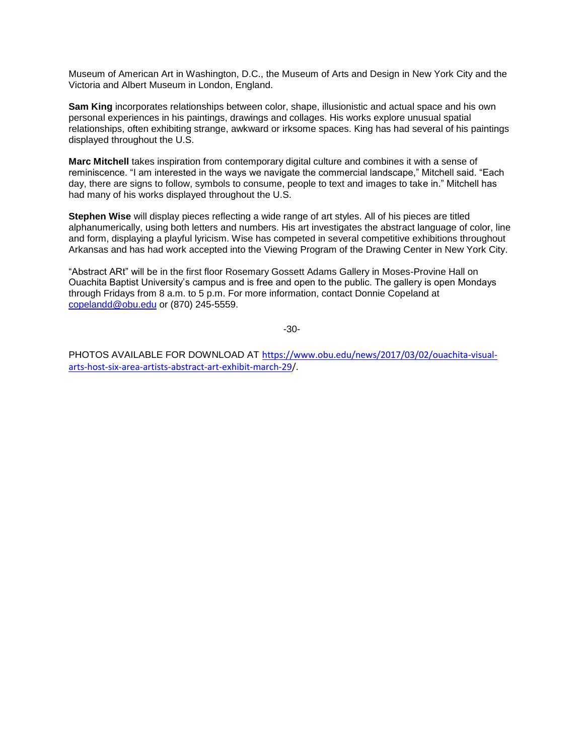Museum of American Art in Washington, D.C., the Museum of Arts and Design in New York City and the Victoria and Albert Museum in London, England.

**Sam King** incorporates relationships between color, shape, illusionistic and actual space and his own personal experiences in his paintings, drawings and collages. His works explore unusual spatial relationships, often exhibiting strange, awkward or irksome spaces. King has had several of his paintings displayed throughout the U.S.

**Marc Mitchell** takes inspiration from contemporary digital culture and combines it with a sense of reminiscence. "I am interested in the ways we navigate the commercial landscape," Mitchell said. "Each day, there are signs to follow, symbols to consume, people to text and images to take in." Mitchell has had many of his works displayed throughout the U.S.

**Stephen Wise** will display pieces reflecting a wide range of art styles. All of his pieces are titled alphanumerically, using both letters and numbers. His art investigates the abstract language of color, line and form, displaying a playful lyricism. Wise has competed in several competitive exhibitions throughout Arkansas and has had work accepted into the Viewing Program of the Drawing Center in New York City.

"Abstract ARt" will be in the first floor Rosemary Gossett Adams Gallery in Moses-Provine Hall on Ouachita Baptist University's campus and is free and open to the public. The gallery is open Mondays through Fridays from 8 a.m. to 5 p.m. For more information, contact Donnie Copeland at copelandd@obu.edu or (870) 245-5559.

-30-

PHOTOS AVAILABLE FOR DOWNLOAD AT https://www.obu.edu/news/2017/03/02/ouachita-visual-arts-host-six-area-artists-abstract-art-exhibit-march-29/.